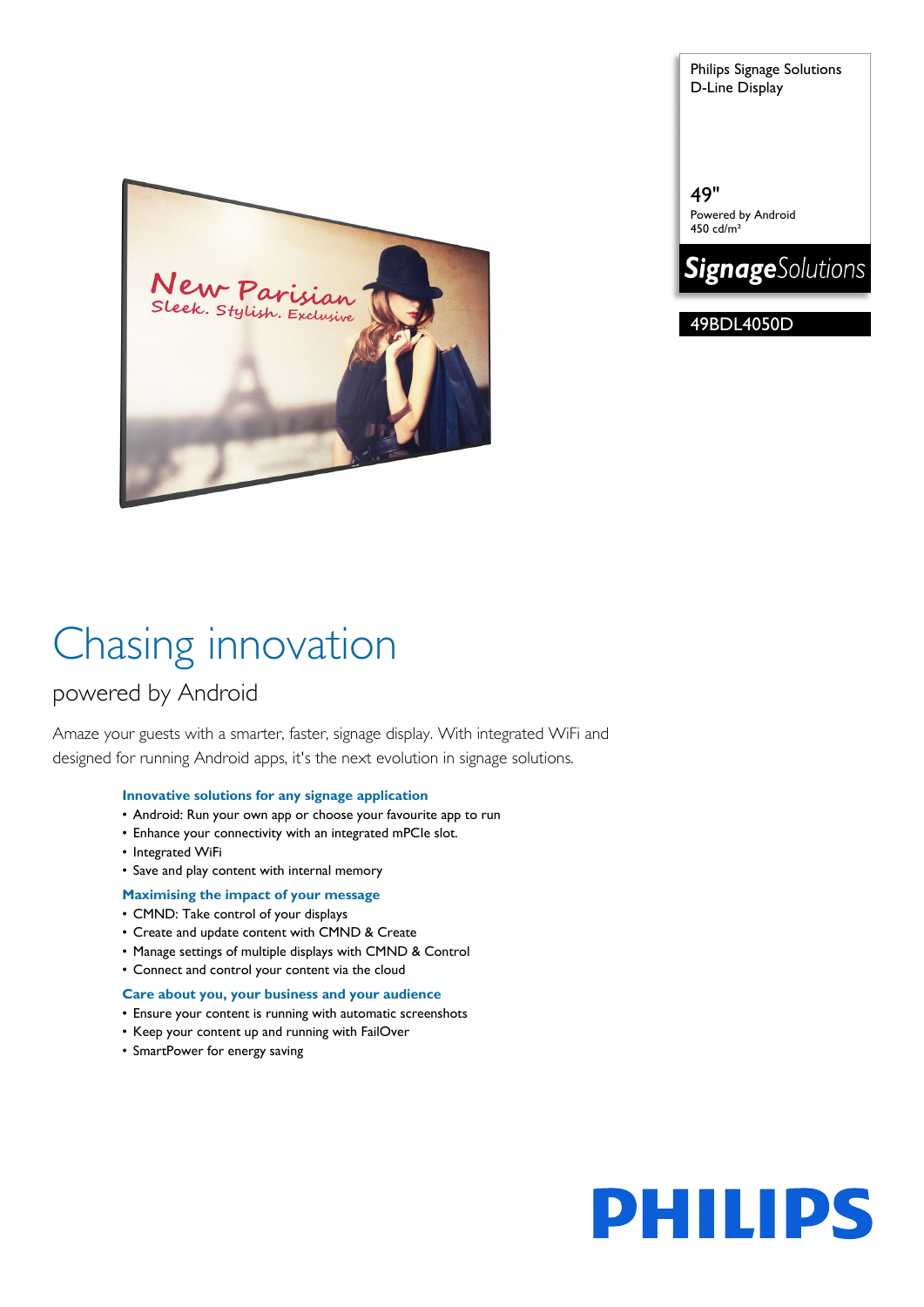Philips Signage Solutions
D-Line Display

49"
Powered by Android
450 cd/m²

**Signage**Solutions

49BDL4050D

# Chasing innovation

## powered by Android

Amaze your guests with a smarter, faster, signage display. With integrated WiFi and designed for running Android apps, it's the next evolution in signage solutions.

### Innovative solutions for any signage application

- Android: Run your own app or choose your favourite app to run
- Enhance your connectivity with an integrated mPCIe slot.
- Integrated WiFi
- Save and play content with internal memory

### Maximising the impact of your message

- CMND: Take control of your displays
- Create and update content with CMND & Create
- Manage settings of multiple displays with CMND & Control
- Connect and control your content via the cloud

### Care about you, your business and your audience

- Ensure your content is running with automatic screenshots
- Keep your content up and running with FailOver
- SmartPower for energy saving

PHILIPS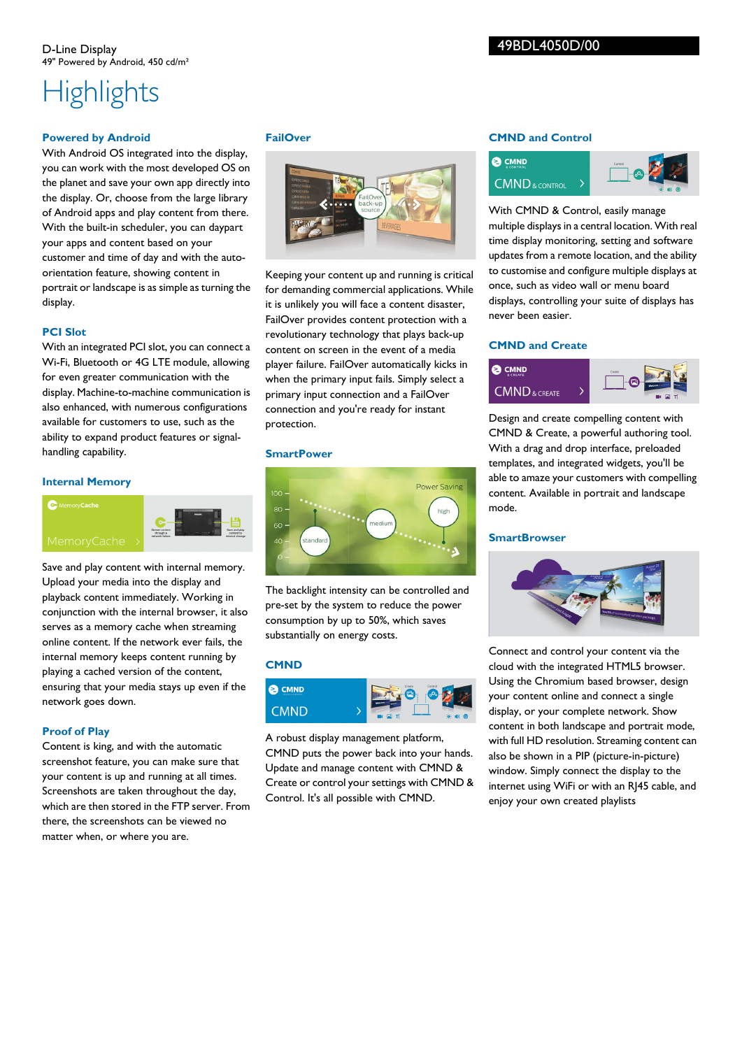D-Line Display
49" Powered by Android, 450 cd/m²

49BDL4050D/00

# Highlights

### Powered by Android

With Android OS integrated into the display, you can work with the most developed OS on the planet and save your own app directly into the display. Or, choose from the large library of Android apps and play content from there. With the built-in scheduler, you can daypart your apps and content based on your customer and time of day and with the auto-orientation feature, showing content in portrait or landscape is as simple as turning the display.

### PCI Slot

With an integrated PCI slot, you can connect a Wi-Fi, Bluetooth or 4G LTE module, allowing for even greater communication with the display. Machine-to-machine communication is also enhanced, with numerous configurations available for customers to use, such as the ability to expand product features or signal-handling capability.

### Internal Memory

Save and play content with internal memory. Upload your media into the display and playback content immediately. Working in conjunction with the internal browser, it also serves as a memory cache when streaming online content. If the network ever fails, the internal memory keeps content running by playing a cached version of the content, ensuring that your media stays up even if the network goes down.

### Proof of Play

Content is king, and with the automatic screenshot feature, you can make sure that your content is up and running at all times. Screenshots are taken throughout the day, which are then stored in the FTP server. From there, the screenshots can be viewed no matter when, or where you are.

### FailOver

Keeping your content up and running is critical for demanding commercial applications. While it is unlikely you will face a content disaster, FailOver provides content protection with a revolutionary technology that plays back-up content on screen in the event of a media player failure. FailOver automatically kicks in when the primary input fails. Simply select a primary input connection and a FailOver connection and you're ready for instant protection.

### SmartPower

The backlight intensity can be controlled and pre-set by the system to reduce the power consumption by up to 50%, which saves substantially on energy costs.

### CMND

A robust display management platform, CMND puts the power back into your hands. Update and manage content with CMND & Create or control your settings with CMND & Control. It's all possible with CMND.

### CMND and Control

With CMND & Control, easily manage multiple displays in a central location. With real time display monitoring, setting and software updates from a remote location, and the ability to customise and configure multiple displays at once, such as video wall or menu board displays, controlling your suite of displays has never been easier.

### CMND and Create

Design and create compelling content with CMND & Create, a powerful authoring tool. With a drag and drop interface, preloaded templates, and integrated widgets, you'll be able to amaze your customers with compelling content. Available in portrait and landscape mode.

### SmartBrowser

Connect and control your content via the cloud with the integrated HTML5 browser. Using the Chromium based browser, design your content online and connect a single display, or your complete network. Show content in both landscape and portrait mode, with full HD resolution. Streaming content can also be shown in a PIP (picture-in-picture) window. Simply connect the display to the internet using WiFi or with an RJ45 cable, and enjoy your own created playlists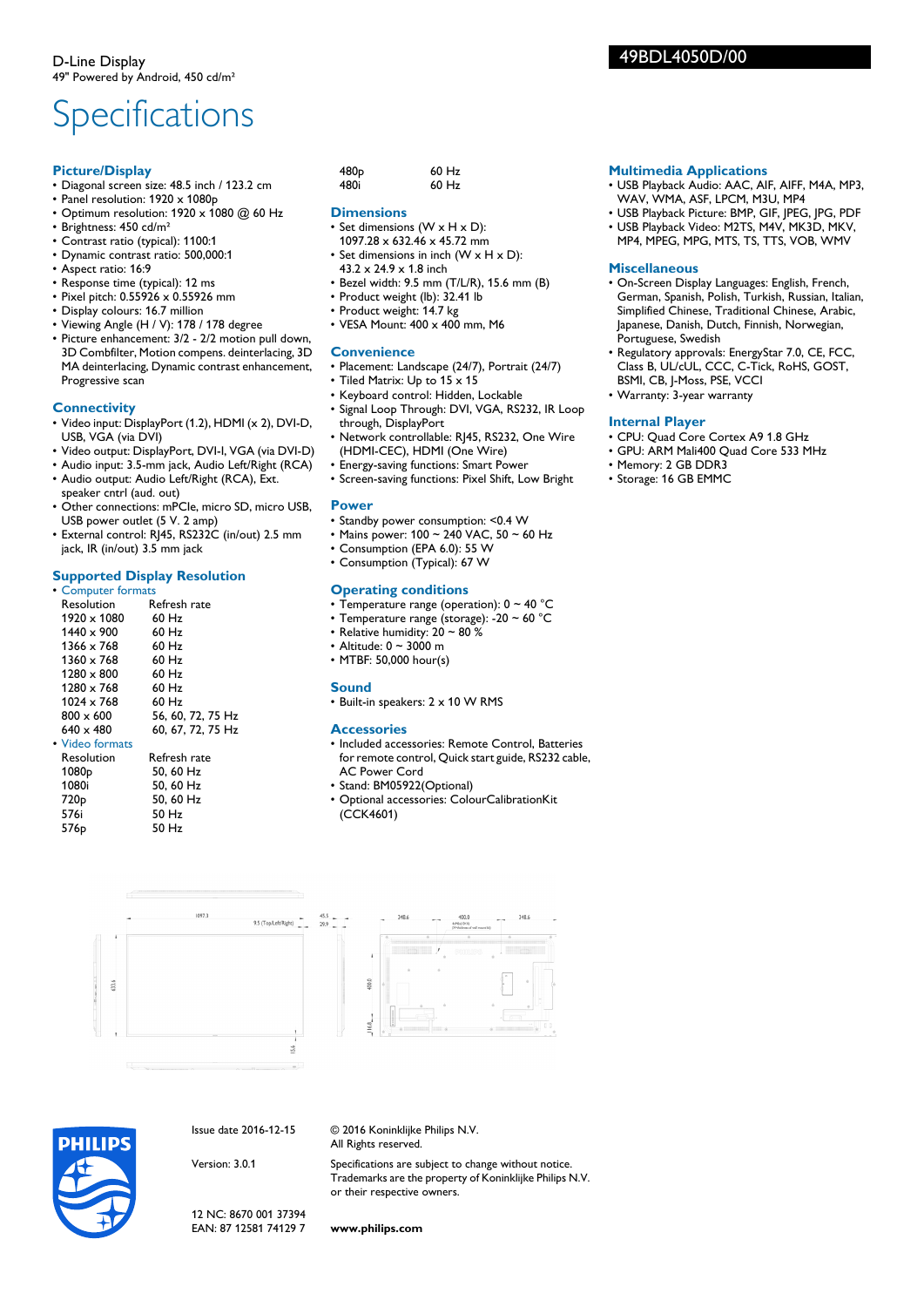D-Line Display
49" Powered by Android, 450 cd/m²

49BDL4050D/00

# Specifications

## Picture/Display

- Diagonal screen size: 48.5 inch / 123.2 cm
- Panel resolution: 1920 x 1080p
- Optimum resolution: 1920 x 1080 @ 60 Hz
- Brightness: 450 cd/m²
- Contrast ratio (typical): 1100:1
- Dynamic contrast ratio: 500,000:1
- Aspect ratio: 16:9
- Response time (typical): 12 ms
- Pixel pitch: 0.55926 x 0.55926 mm
- Display colours: 16.7 million
- Viewing Angle (H / V): 178 / 178 degree
- Picture enhancement: 3/2 - 2/2 motion pull down, 3D Combfilter, Motion compens. deinterlacing, 3D MA deinterlacing, Dynamic contrast enhancement, Progressive scan

## Connectivity

- Video input: DisplayPort (1.2), HDMI (x 2), DVI-D, USB, VGA (via DVI)
- Video output: DisplayPort, DVI-I, VGA (via DVI-D)
- Audio input: 3.5-mm jack, Audio Left/Right (RCA)
- Audio output: Audio Left/Right (RCA), Ext. speaker cntrl (aud. out)
- Other connections: mPCIe, micro SD, micro USB, USB power outlet (5 V. 2 amp)
- External control: RJ45, RS232C (in/out) 2.5 mm jack, IR (in/out) 3.5 mm jack

## Supported Display Resolution

- Computer formats

| Resolution | Refresh rate |
|---|---|
| 1920 x 1080 | 60 Hz |
| 1440 x 900 | 60 Hz |
| 1366 x 768 | 60 Hz |
| 1360 x 768 | 60 Hz |
| 1280 x 800 | 60 Hz |
| 1280 x 768 | 60 Hz |
| 1024 x 768 | 60 Hz |
| 800 x 600 | 56, 60, 72, 75 Hz |
| 640 x 480 | 60, 67, 72, 75 Hz |

- Video formats

| Resolution | Refresh rate |
|---|---|
| 1080p | 50, 60 Hz |
| 1080i | 50, 60 Hz |
| 720p | 50, 60 Hz |
| 576i | 50 Hz |
| 576p | 50 Hz |
| 480p | 60 Hz |
| 480i | 60 Hz |

## Dimensions

- Set dimensions (W x H x D): 1097.28 x 632.46 x 45.72 mm
- Set dimensions in inch (W x H x D): 43.2 x 24.9 x 1.8 inch
- Bezel width: 9.5 mm (T/L/R), 15.6 mm (B)
- Product weight (lb): 32.41 lb
- Product weight: 14.7 kg
- VESA Mount: 400 x 400 mm, M6

## Convenience

- Placement: Landscape (24/7), Portrait (24/7)
- Tiled Matrix: Up to 15 x 15
- Keyboard control: Hidden, Lockable
- Signal Loop Through: DVI, VGA, RS232, IR Loop through, DisplayPort
- Network controllable: RJ45, RS232, One Wire (HDMI-CEC), HDMI (One Wire)
- Energy-saving functions: Smart Power
- Screen-saving functions: Pixel Shift, Low Bright

## Power

- Standby power consumption: <0.4 W
- Mains power: 100 ~ 240 VAC, 50 ~ 60 Hz
- Consumption (EPA 6.0): 55 W
- Consumption (Typical): 67 W

## Operating conditions

- Temperature range (operation): 0 ~ 40 °C
- Temperature range (storage): -20 ~ 60 °C
- Relative humidity: 20 ~ 80 %
- Altitude: 0 ~ 3000 m
- MTBF: 50,000 hour(s)

## Sound

- Built-in speakers: 2 x 10 W RMS

## Accessories

- Included accessories: Remote Control, Batteries for remote control, Quick start guide, RS232 cable, AC Power Cord
- Stand: BM05922(Optional)
- Optional accessories: ColourCalibrationKit (CCK4601)

## Multimedia Applications

- USB Playback Audio: AAC, AIF, AIFF, M4A, MP3, WAV, WMA, ASF, LPCM, M3U, MP4
- USB Playback Picture: BMP, GIF, JPEG, JPG, PDF
- USB Playback Video: M2TS, M4V, MK3D, MKV, MP4, MPEG, MPG, MTS, TS, TTS, VOB, WMV

## Miscellaneous

- On-Screen Display Languages: English, French, German, Spanish, Polish, Turkish, Russian, Italian, Simplified Chinese, Traditional Chinese, Arabic, Japanese, Danish, Dutch, Finnish, Norwegian, Portuguese, Swedish
- Regulatory approvals: EnergyStar 7.0, CE, FCC, Class B, UL/cUL, CCC, C-Tick, RoHS, GOST, BSMI, CB, J-Moss, PSE, VCCI
- Warranty: 3-year warranty

## Internal Player

- CPU: Quad Core Cortex A9 1.8 GHz
- GPU: ARM Mali400 Quad Core 533 MHz
- Memory: 2 GB DDR3
- Storage: 16 GB EMMC

1097.3
9.5 (Top/Left/Right)
45.5
29.9
632.5
15.6
348.6
400.0
348.6
400.0
116.8

Issue date 2016-12-15

Version: 3.0.1

12 NC: 8670 001 37394
EAN: 87 12581 74129 7

© 2016 Koninklijke Philips N.V.
All Rights reserved.

Specifications are subject to change without notice. Trademarks are the property of Koninklijke Philips N.V. or their respective owners.

**www.philips.com**